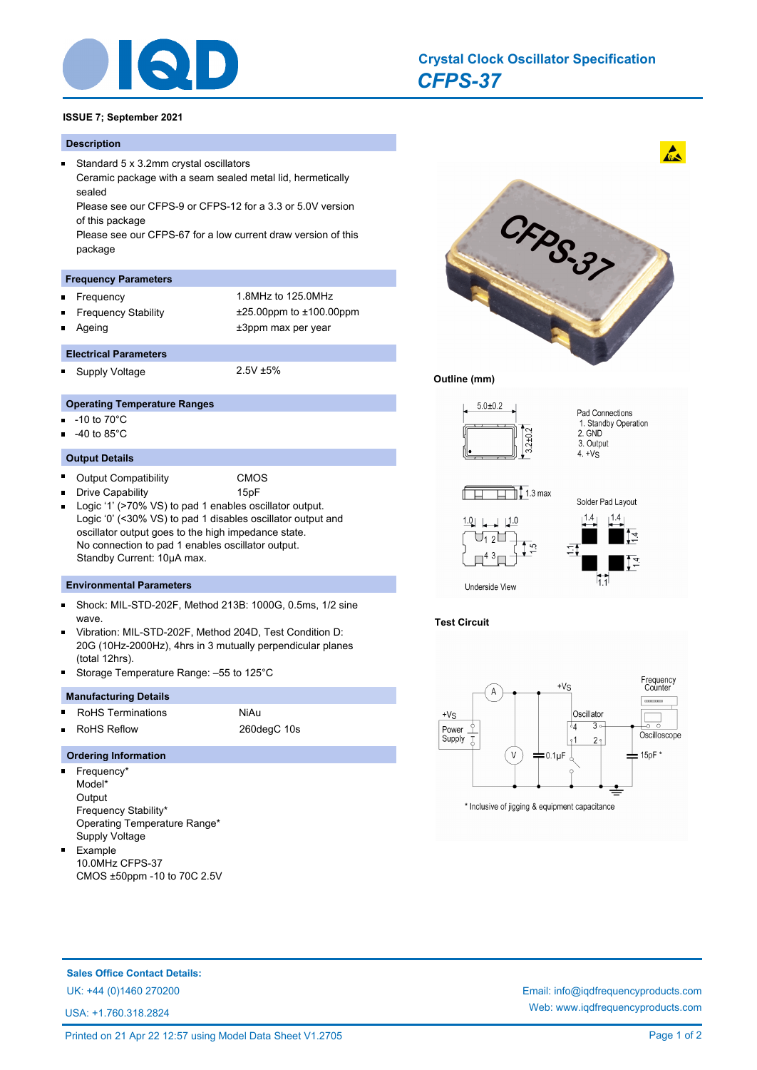# Crystal Clock Oscillator Specification

## CFPS-37

**ISSUE 7; September 2021**

### Description

- Standard 5 x 3.2mm crystal oscillators
  Ceramic package with a seam sealed metal lid, hermetically sealed
  Please see our CFPS-9 or CFPS-12 for a 3.3 or 5.0V version of this package
  Please see our CFPS-67 for a low current draw version of this package

### Frequency Parameters

| | |
|---|---|
| Frequency | 1.8MHz to 125.0MHz |
| Frequency Stability | ±25.00ppm to ±100.00ppm |
| Ageing | ±3ppm max per year |

### Electrical Parameters

| | |
|---|---|
| Supply Voltage | 2.5V ±5% |

### Operating Temperature Ranges

- -10 to 70°C
- -40 to 85°C

### Output Details

| | |
|---|---|
| Output Compatibility | CMOS |
| Drive Capability | 15pF |

- Logic '1' (>70% VS) to pad 1 enables oscillator output.
  Logic '0' (<30% VS) to pad 1 disables oscillator output and oscillator output goes to the high impedance state.
  No connection to pad 1 enables oscillator output.
  Standby Current: 10µA max.

### Environmental Parameters

- Shock: MIL-STD-202F, Method 213B: 1000G, 0.5ms, 1/2 sine wave.
- Vibration: MIL-STD-202F, Method 204D, Test Condition D: 20G (10Hz-2000Hz), 4hrs in 3 mutually perpendicular planes (total 12hrs).
- Storage Temperature Range: –55 to 125°C

### Manufacturing Details

| | |
|---|---|
| RoHS Terminations | NiAu |
| RoHS Reflow | 260degC 10s |

### Ordering Information

- Frequency*
  Model*
  Output
  Frequency Stability*
  Operating Temperature Range*
  Supply Voltage
- Example
  10.0MHz CFPS-37
  CMOS ±50ppm -10 to 70C 2.5V

### Outline (mm)

5.0±0.2; 3.2±0.2; 1.3 max

Pad Connections
1. Standby Operation
2. GND
3. Output
4. +VS

Underside View: 1.0, 1.0, 1.5

Solder Pad Layout: 1.4, 1.4, 1.4, 1.1, 1.4, 1.1

### Test Circuit

+VS, Power Supply, A, V, 0.1µF, Oscillator (pads 1, 2, 3, 4), Frequency Counter, Oscilloscope, 15pF *

\* Inclusive of jigging & equipment capacitance

---

**Sales Office Contact Details:**

UK: +44 (0)1460 270200
USA: +1.760.318.2824
Email: info@iqdfrequencyproducts.com
Web: www.iqdfrequencyproducts.com

Printed on 21 Apr 22 12:57 using Model Data Sheet V1.2705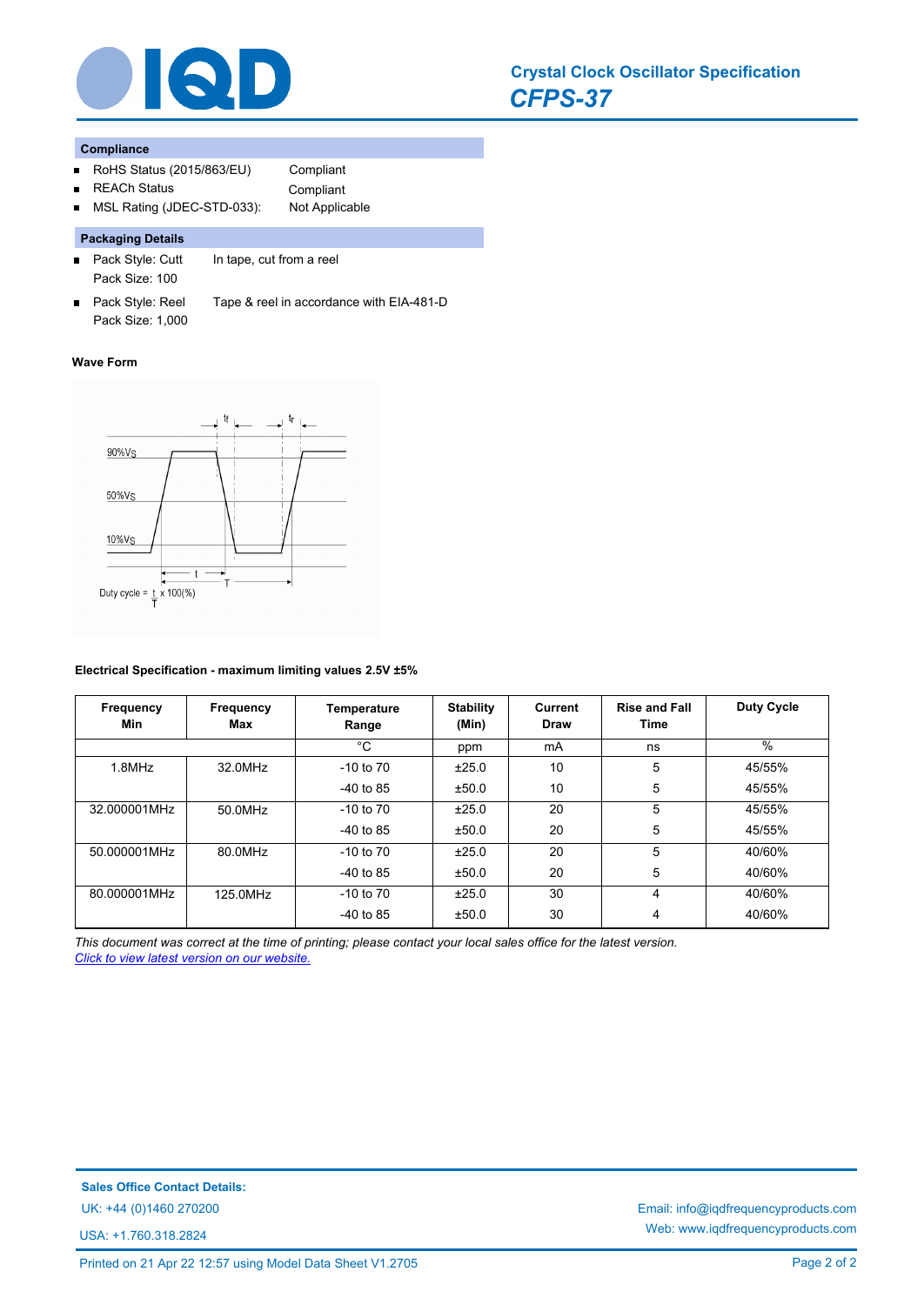## Compliance

- RoHS Status (2015/863/EU) Compliant
- REACh Status Compliant
- MSL Rating (JDEC-STD-033): Not Applicable

## Packaging Details

- Pack Style: Cutt In tape, cut from a reel
  Pack Size: 100
- Pack Style: Reel Tape & reel in accordance with EIA-481-D
  Pack Size: 1,000

**Wave Form**

tf
tr
90%VS
50%VS
10%VS
t
T
Duty cycle = t/T x 100(%)

**Electrical Specification - maximum limiting values 2.5V ±5%**

| Frequency Min | Frequency Max | Temperature Range | Stability (Min) | Current Draw | Rise and Fall Time | Duty Cycle |
|---|---|---|---|---|---|---|
| | | °C | ppm | mA | ns | % |
| 1.8MHz | 32.0MHz | -10 to 70 | ±25.0 | 10 | 5 | 45/55% |
| | | -40 to 85 | ±50.0 | 10 | 5 | 45/55% |
| 32.000001MHz | 50.0MHz | -10 to 70 | ±25.0 | 20 | 5 | 45/55% |
| | | -40 to 85 | ±50.0 | 20 | 5 | 45/55% |
| 50.000001MHz | 80.0MHz | -10 to 70 | ±25.0 | 20 | 5 | 40/60% |
| | | -40 to 85 | ±50.0 | 20 | 5 | 40/60% |
| 80.000001MHz | 125.0MHz | -10 to 70 | ±25.0 | 30 | 4 | 40/60% |
| | | -40 to 85 | ±50.0 | 30 | 4 | 40/60% |

*This document was correct at the time of printing; please contact your local sales office for the latest version.*
*Click to view latest version on our website.*

**Sales Office Contact Details:**

UK: +44 (0)1460 270200

USA: +1.760.318.2824

Email: info@iqdfrequencyproducts.com

Web: www.iqdfrequencyproducts.com

Printed on 21 Apr 22 12:57 using Model Data Sheet V1.2705